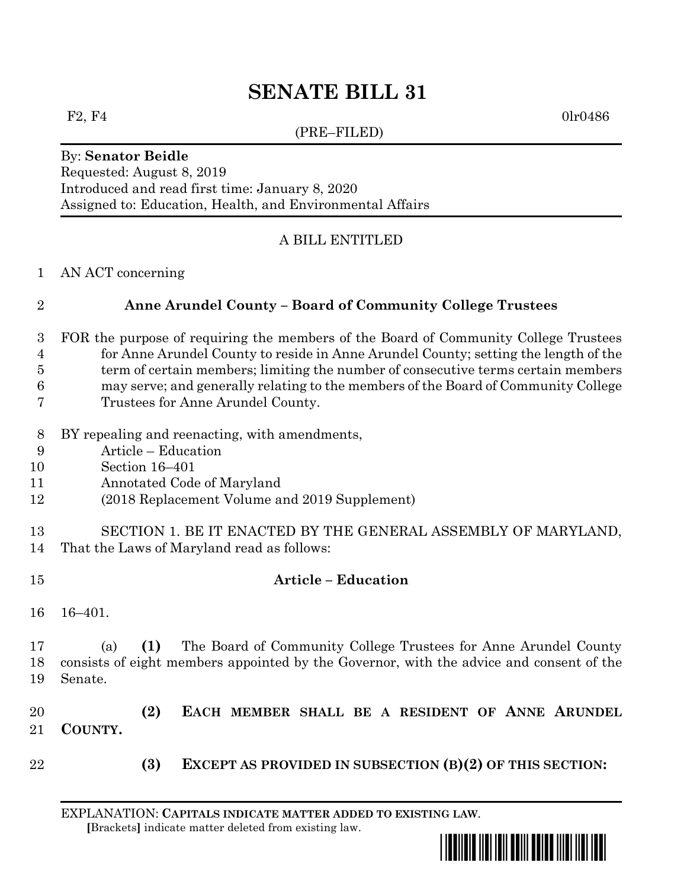# SENATE BILL 31

F2, F4 0lr0486

(PRE–FILED)

By: **Senator Beidle**
Requested: August 8, 2019
Introduced and read first time: January 8, 2020
Assigned to: Education, Health, and Environmental Affairs

A BILL ENTITLED

1 AN ACT concerning

2 **Anne Arundel County – Board of Community College Trustees**

3 FOR the purpose of requiring the members of the Board of Community College Trustees
4 for Anne Arundel County to reside in Anne Arundel County; setting the length of the
5 term of certain members; limiting the number of consecutive terms certain members
6 may serve; and generally relating to the members of the Board of Community College
7 Trustees for Anne Arundel County.

8 BY repealing and reenacting, with amendments,
9 Article – Education
10 Section 16–401
11 Annotated Code of Maryland
12 (2018 Replacement Volume and 2019 Supplement)

13 SECTION 1. BE IT ENACTED BY THE GENERAL ASSEMBLY OF MARYLAND,
14 That the Laws of Maryland read as follows:

15 **Article – Education**

16 16–401.

17 (a) **(1)** The Board of Community College Trustees for Anne Arundel County
18 consists of eight members appointed by the Governor, with the advice and consent of the
19 Senate.

20 **(2) EACH MEMBER SHALL BE A RESIDENT OF ANNE ARUNDEL**
21 **COUNTY.**

22 **(3) EXCEPT AS PROVIDED IN SUBSECTION (B)(2) OF THIS SECTION:**

EXPLANATION: **CAPITALS INDICATE MATTER ADDED TO EXISTING LAW**.
**[**Brackets**]** indicate matter deleted from existing law.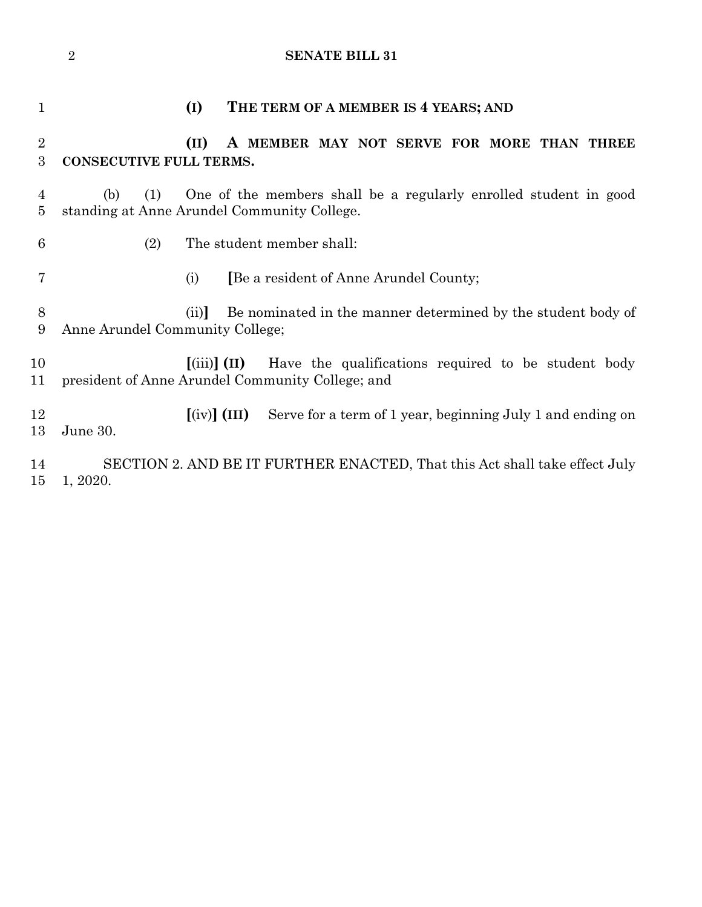**(I) THE TERM OF A MEMBER IS 4 YEARS; AND**

**(II) A MEMBER MAY NOT SERVE FOR MORE THAN THREE CONSECUTIVE FULL TERMS.**

(b) (1) One of the members shall be a regularly enrolled student in good standing at Anne Arundel Community College.

(2) The student member shall:

(i) **[**Be a resident of Anne Arundel County;

(ii)**]** Be nominated in the manner determined by the student body of Anne Arundel Community College;

**[**(iii)**]** **(II)** Have the qualifications required to be student body president of Anne Arundel Community College; and

**[**(iv)**]** **(III)** Serve for a term of 1 year, beginning July 1 and ending on June 30.

SECTION 2. AND BE IT FURTHER ENACTED, That this Act shall take effect July 1, 2020.